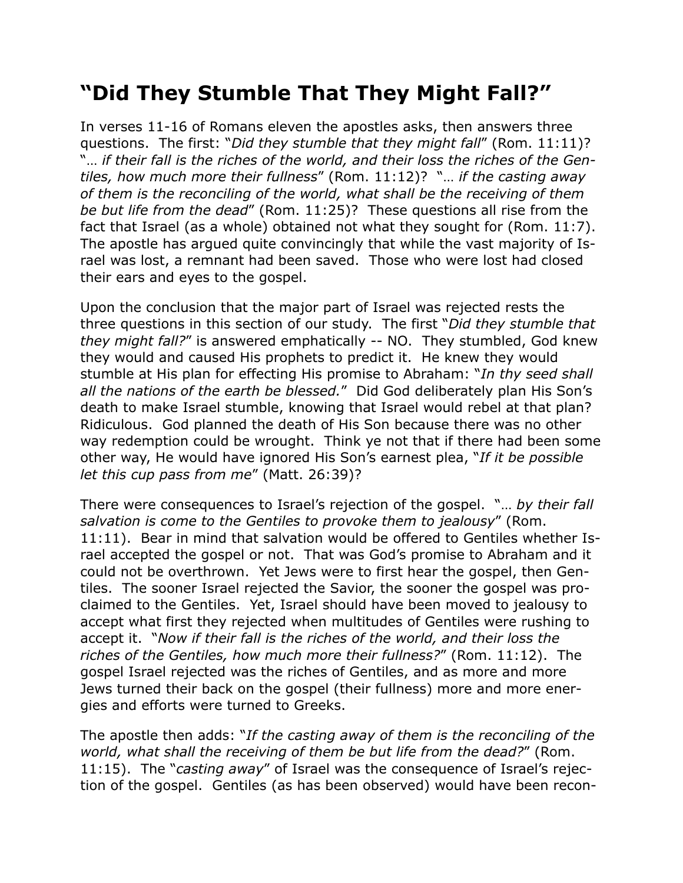## "Did They Stumble That They Might Fall?"

In verses 11-16 of Romans eleven the apostles asks, then answers three questions. The first: "*Did they stumble that they might fall*" (Rom. 11:11)? "… *if their fall is the riches of the world, and their loss the riches of the Gentiles, how much more their fullness*" (Rom. 11:12)? "… *if the casting away of them is the reconciling of the world, what shall be the receiving of them be but life from the dead*" (Rom. 11:25)? These questions all rise from the fact that Israel (as a whole) obtained not what they sought for (Rom. 11:7). The apostle has argued quite convincingly that while the vast majority of Israel was lost, a remnant had been saved. Those who were lost had closed their ears and eyes to the gospel.

Upon the conclusion that the major part of Israel was rejected rests the three questions in this section of our study. The first "*Did they stumble that they might fall?*" is answered emphatically -- NO. They stumbled, God knew they would and caused His prophets to predict it. He knew they would stumble at His plan for effecting His promise to Abraham: "*In thy seed shall all the nations of the earth be blessed.*" Did God deliberately plan His Son's death to make Israel stumble, knowing that Israel would rebel at that plan? Ridiculous. God planned the death of His Son because there was no other way redemption could be wrought. Think ye not that if there had been some other way, He would have ignored His Son's earnest plea, "*If it be possible let this cup pass from me*" (Matt. 26:39)?

There were consequences to Israel's rejection of the gospel. "… *by their fall salvation is come to the Gentiles to provoke them to jealousy*" (Rom. 11:11). Bear in mind that salvation would be offered to Gentiles whether Israel accepted the gospel or not. That was God's promise to Abraham and it could not be overthrown. Yet Jews were to first hear the gospel, then Gentiles. The sooner Israel rejected the Savior, the sooner the gospel was proclaimed to the Gentiles. Yet, Israel should have been moved to jealousy to accept what first they rejected when multitudes of Gentiles were rushing to accept it. "*Now if their fall is the riches of the world, and their loss the riches of the Gentiles, how much more their fullness?*" (Rom. 11:12). The gospel Israel rejected was the riches of Gentiles, and as more and more Jews turned their back on the gospel (their fullness) more and more energies and efforts were turned to Greeks.

The apostle then adds: "*If the casting away of them is the reconciling of the world, what shall the receiving of them be but life from the dead?*" (Rom. 11:15). The "*casting away*" of Israel was the consequence of Israel's rejection of the gospel. Gentiles (as has been observed) would have been recon-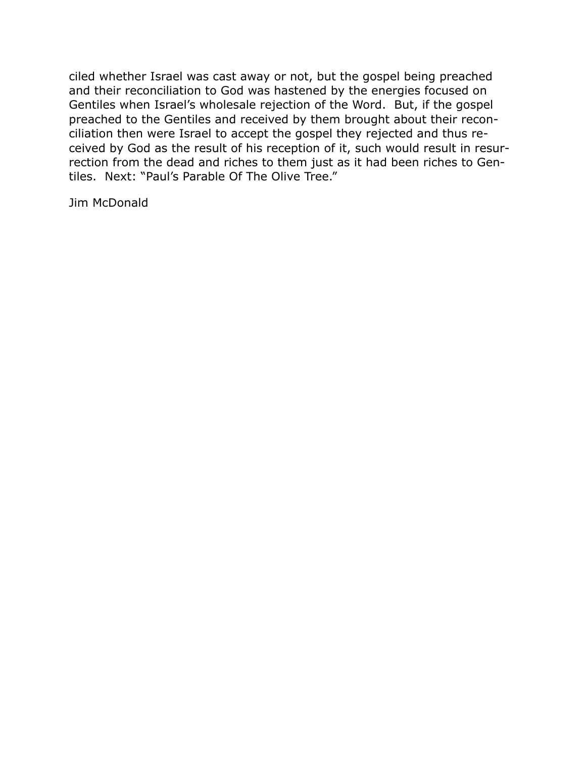ciled whether Israel was cast away or not, but the gospel being preached and their reconciliation to God was hastened by the energies focused on Gentiles when Israel's wholesale rejection of the Word. But, if the gospel preached to the Gentiles and received by them brought about their reconciliation then were Israel to accept the gospel they rejected and thus received by God as the result of his reception of it, such would result in resurrection from the dead and riches to them just as it had been riches to Gentiles. Next: "Paul's Parable Of The Olive Tree."

Jim McDonald